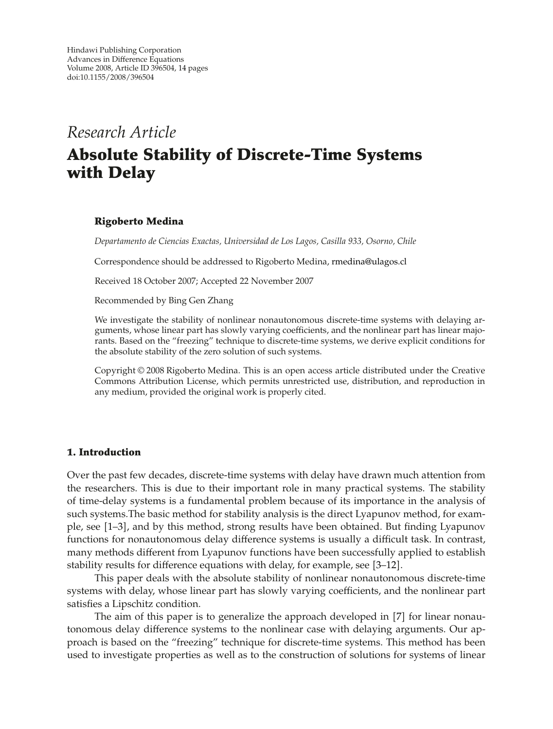Hindawi Publishing Corporation
Advances in Difference Equations
Volume 2008, Article ID 396504, 14 pages
doi:10.1155/2008/396504

*Research Article*

# Absolute Stability of Discrete-Time Systems with Delay

**Rigoberto Medina**

*Departamento de Ciencias Exactas, Universidad de Los Lagos, Casilla 933, Osorno, Chile*

Correspondence should be addressed to Rigoberto Medina, rmedina@ulagos.cl

Received 18 October 2007; Accepted 22 November 2007

Recommended by Bing Gen Zhang

We investigate the stability of nonlinear nonautonomous discrete-time systems with delaying arguments, whose linear part has slowly varying coefficients, and the nonlinear part has linear majorants. Based on the "freezing" technique to discrete-time systems, we derive explicit conditions for the absolute stability of the zero solution of such systems.

Copyright © 2008 Rigoberto Medina. This is an open access article distributed under the Creative Commons Attribution License, which permits unrestricted use, distribution, and reproduction in any medium, provided the original work is properly cited.

## 1. Introduction

Over the past few decades, discrete-time systems with delay have drawn much attention from the researchers. This is due to their important role in many practical systems. The stability of time-delay systems is a fundamental problem because of its importance in the analysis of such systems.The basic method for stability analysis is the direct Lyapunov method, for example, see [1–3], and by this method, strong results have been obtained. But finding Lyapunov functions for nonautonomous delay difference systems is usually a difficult task. In contrast, many methods different from Lyapunov functions have been successfully applied to establish stability results for difference equations with delay, for example, see [3–12].

This paper deals with the absolute stability of nonlinear nonautonomous discrete-time systems with delay, whose linear part has slowly varying coefficients, and the nonlinear part satisfies a Lipschitz condition.

The aim of this paper is to generalize the approach developed in [7] for linear nonautonomous delay difference systems to the nonlinear case with delaying arguments. Our approach is based on the "freezing" technique for discrete-time systems. This method has been used to investigate properties as well as to the construction of solutions for systems of linear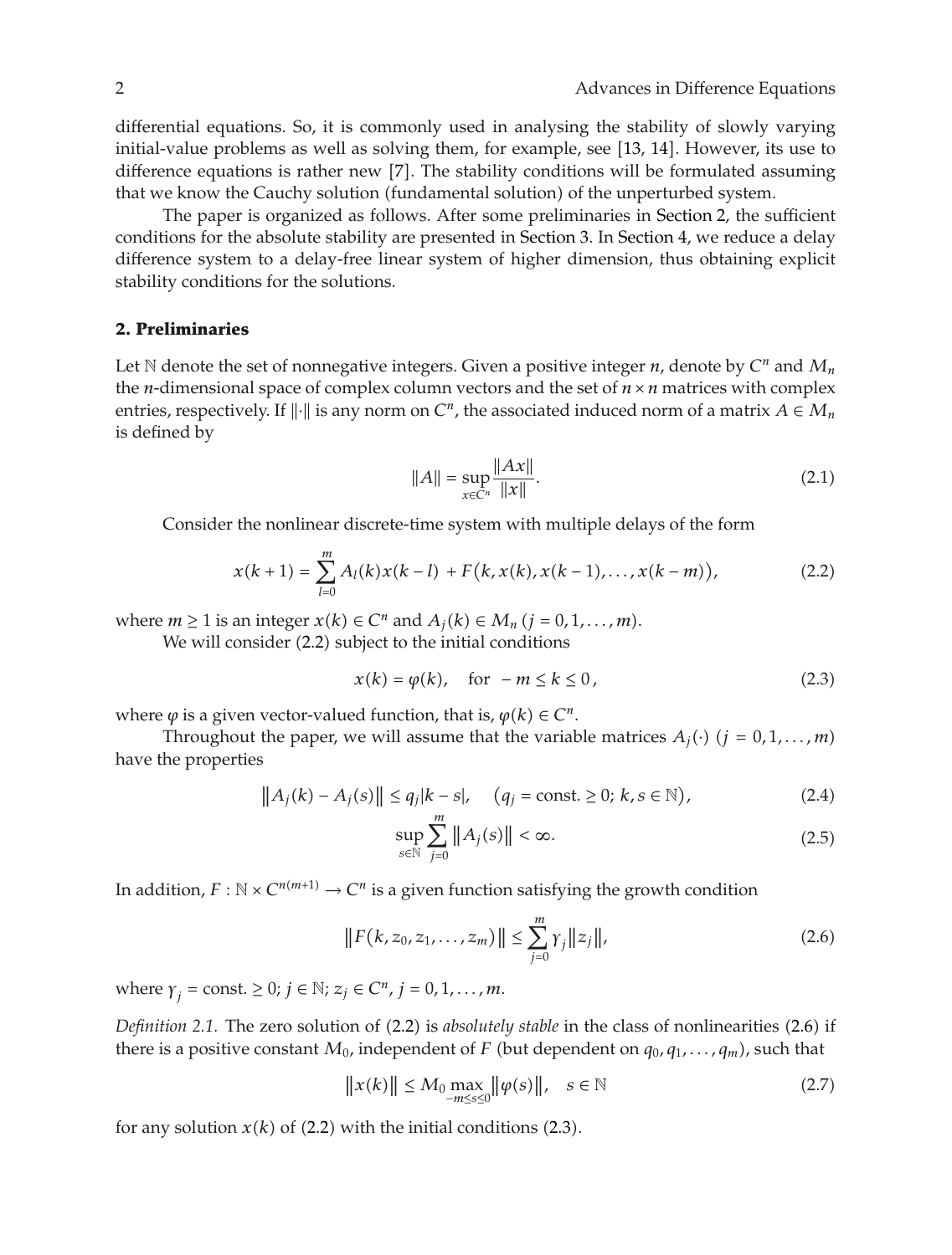differential equations. So, it is commonly used in analysing the stability of slowly varying initial-value problems as well as solving them, for example, see [13, 14]. However, its use to difference equations is rather new [7]. The stability conditions will be formulated assuming that we know the Cauchy solution (fundamental solution) of the unperturbed system.

The paper is organized as follows. After some preliminaries in Section 2, the sufficient conditions for the absolute stability are presented in Section 3. In Section 4, we reduce a delay difference system to a delay-free linear system of higher dimension, thus obtaining explicit stability conditions for the solutions.

## 2. Preliminaries

Let $\mathbb{N}$ denote the set of nonnegative integers. Given a positive integer $n$, denote by $C^n$ and $M_n$ the $n$-dimensional space of complex column vectors and the set of $n \times n$ matrices with complex entries, respectively. If $\|\cdot\|$ is any norm on $C^n$, the associated induced norm of a matrix $A \in M_n$ is defined by

$$\|A\| = \sup_{x \in C^n} \frac{\|Ax\|}{\|x\|}. \tag{2.1}$$

Consider the nonlinear discrete-time system with multiple delays of the form

$$x(k+1) = \sum_{l=0}^{m} A_l(k)x(k-l) + F\big(k, x(k), x(k-1), \ldots, x(k-m)\big), \tag{2.2}$$

where $m \geq 1$ is an integer $x(k) \in C^n$ and $A_j(k) \in M_n$ $(j = 0, 1, \ldots, m)$.

We will consider (2.2) subject to the initial conditions

$$x(k) = \varphi(k), \quad \text{for } -m \leq k \leq 0, \tag{2.3}$$

where $\varphi$ is a given vector-valued function, that is, $\varphi(k) \in C^n$.

Throughout the paper, we will assume that the variable matrices $A_j(\cdot)$ $(j = 0, 1, \ldots, m)$ have the properties

$$\|A_j(k) - A_j(s)\| \leq q_j|k - s|, \quad \big(q_j = \text{const.} \geq 0;\ k, s \in \mathbb{N}\big), \tag{2.4}$$

$$\sup_{s \in \mathbb{N}} \sum_{j=0}^{m} \|A_j(s)\| < \infty. \tag{2.5}$$

In addition, $F : \mathbb{N} \times C^{n(m+1)} \to C^n$ is a given function satisfying the growth condition

$$\|F(k, z_0, z_1, \ldots, z_m)\| \leq \sum_{j=0}^{m} \gamma_j \|z_j\|, \tag{2.6}$$

where $\gamma_j = \text{const.} \geq 0$; $j \in \mathbb{N}$; $z_j \in C^n$, $j = 0, 1, \ldots, m$.

*Definition 2.1.* The zero solution of (2.2) is *absolutely stable* in the class of nonlinearities (2.6) if there is a positive constant $M_0$, independent of $F$ (but dependent on $q_0, q_1, \ldots, q_m$), such that

$$\|x(k)\| \leq M_0 \max_{-m \leq s \leq 0} \|\varphi(s)\|, \quad s \in \mathbb{N} \tag{2.7}$$

for any solution $x(k)$ of (2.2) with the initial conditions (2.3).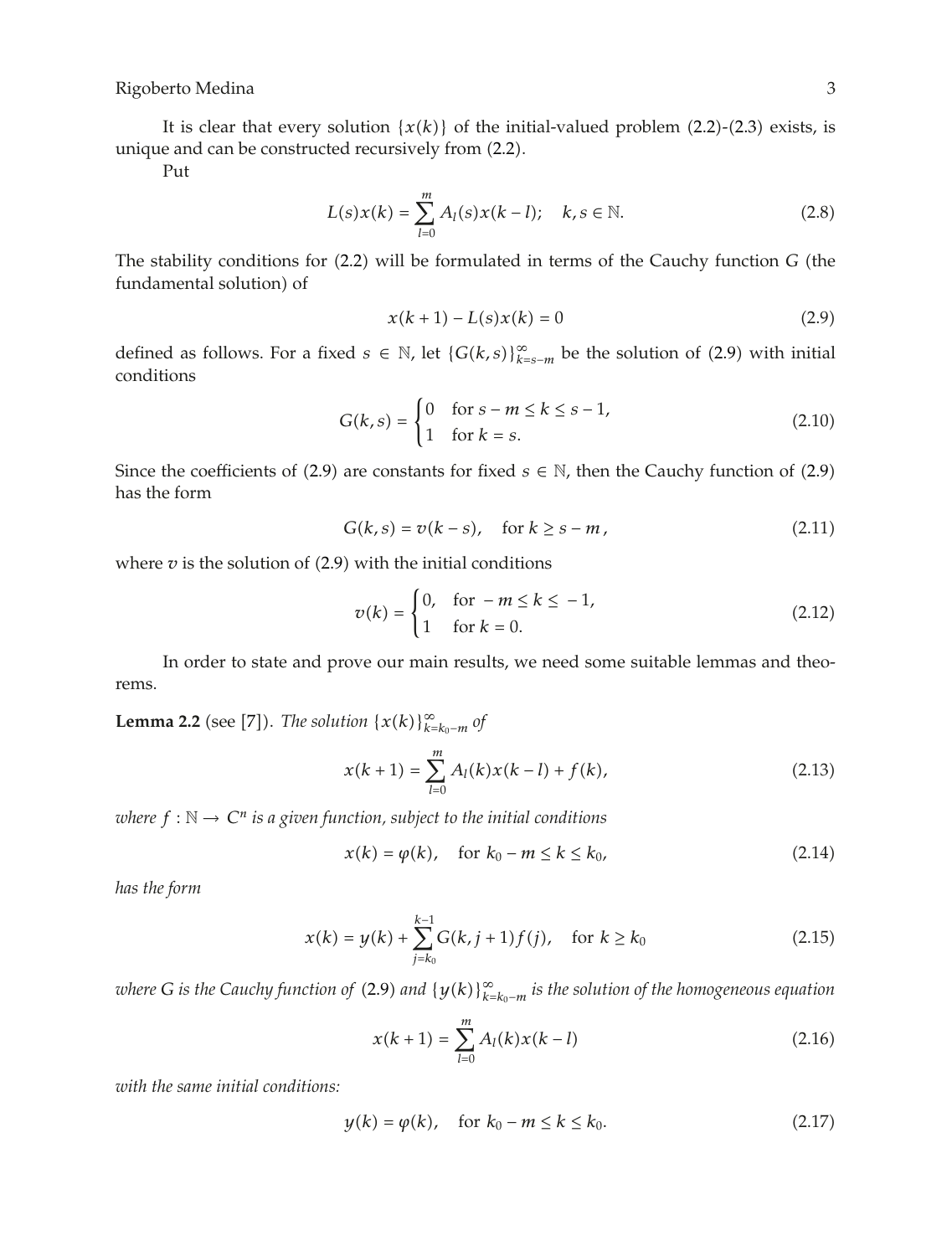It is clear that every solution $\{x(k)\}$ of the initial-valued problem (2.2)-(2.3) exists, is unique and can be constructed recursively from (2.2).

Put

$$L(s)x(k) = \sum_{l=0}^{m} A_l(s)x(k-l); \quad k, s \in \mathbb{N}. \tag{2.8}$$

The stability conditions for (2.2) will be formulated in terms of the Cauchy function $G$ (the fundamental solution) of

$$x(k+1) - L(s)x(k) = 0 \tag{2.9}$$

defined as follows. For a fixed $s \in \mathbb{N}$, let $\{G(k,s)\}_{k=s-m}^{\infty}$ be the solution of (2.9) with initial conditions

$$G(k,s) = \begin{cases} 0 & \text{for } s-m \leq k \leq s-1, \\ 1 & \text{for } k = s. \end{cases} \tag{2.10}$$

Since the coefficients of (2.9) are constants for fixed $s \in \mathbb{N}$, then the Cauchy function of (2.9) has the form

$$G(k,s) = v(k-s), \quad \text{for } k \geq s-m, \tag{2.11}$$

where $v$ is the solution of (2.9) with the initial conditions

$$v(k) = \begin{cases} 0, & \text{for } -m \leq k \leq -1, \\ 1 & \text{for } k = 0. \end{cases} \tag{2.12}$$

In order to state and prove our main results, we need some suitable lemmas and theorems.

**Lemma 2.2** (see [7]). *The solution $\{x(k)\}_{k=k_0-m}^{\infty}$ of*

$$x(k+1) = \sum_{l=0}^{m} A_l(k)x(k-l) + f(k), \tag{2.13}$$

*where $f : \mathbb{N} \to C^n$ is a given function, subject to the initial conditions*

$$x(k) = \varphi(k), \quad \text{for } k_0 - m \leq k \leq k_0, \tag{2.14}$$

*has the form*

$$x(k) = y(k) + \sum_{j=k_0}^{k-1} G(k, j+1)f(j), \quad \text{for } k \geq k_0 \tag{2.15}$$

*where $G$ is the Cauchy function of (2.9) and $\{y(k)\}_{k=k_0-m}^{\infty}$ is the solution of the homogeneous equation*

$$x(k+1) = \sum_{l=0}^{m} A_l(k)x(k-l) \tag{2.16}$$

*with the same initial conditions:*

$$y(k) = \varphi(k), \quad \text{for } k_0 - m \leq k \leq k_0. \tag{2.17}$$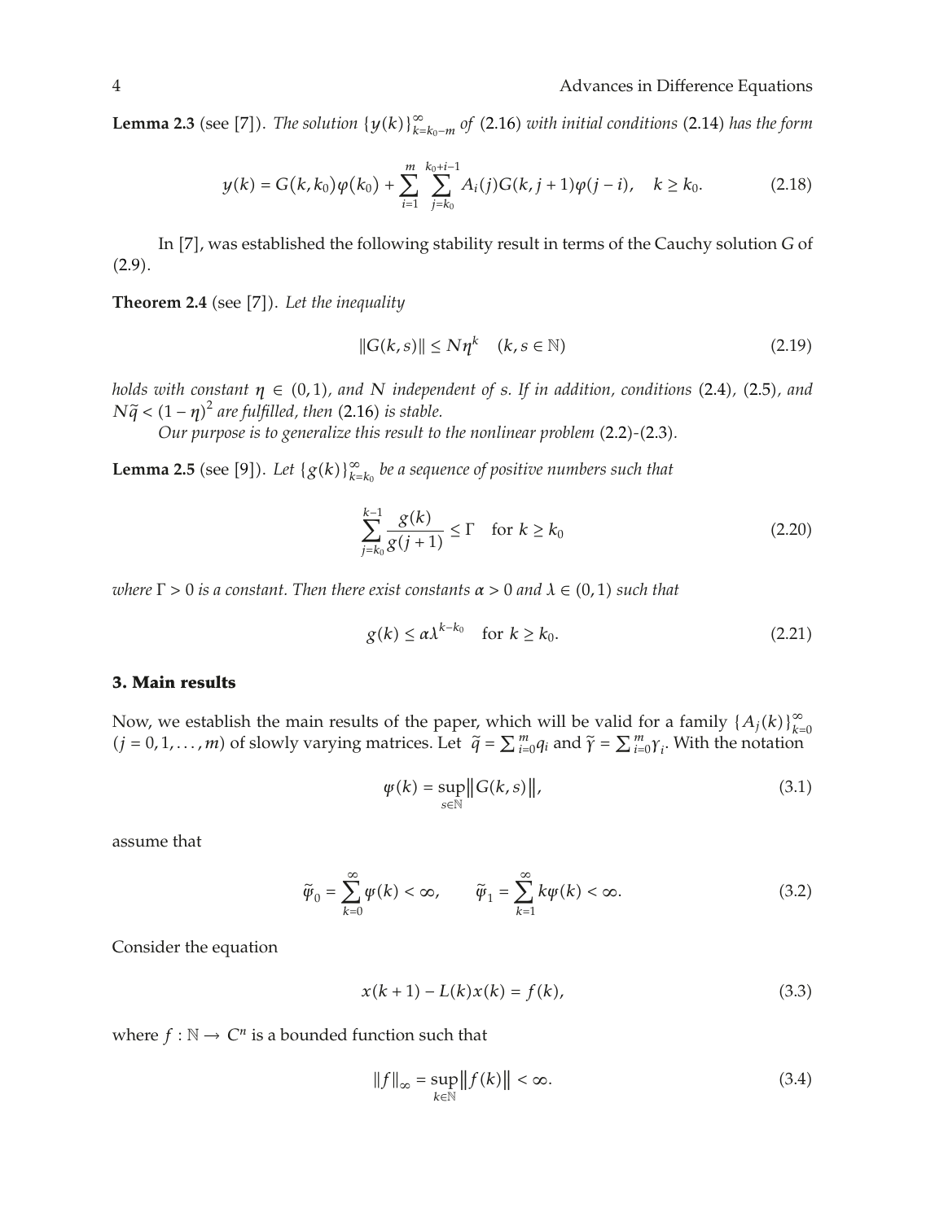**Lemma 2.3** (see [7]). *The solution $\{y(k)\}_{k=k_0-m}^{\infty}$ of (2.16) with initial conditions (2.14) has the form*

$$y(k) = G(k, k_0)\varphi(k_0) + \sum_{i=1}^{m}\sum_{j=k_0}^{k_0+i-1} A_i(j)G(k, j+1)\varphi(j-i), \quad k \geq k_0. \tag{2.18}$$

In [7], was established the following stability result in terms of the Cauchy solution $G$ of (2.9).

**Theorem 2.4** (see [7]). *Let the inequality*

$$\|G(k,s)\| \leq N\eta^k \quad (k, s \in \mathbb{N}) \tag{2.19}$$

*holds with constant $\eta \in (0,1)$, and $N$ independent of $s$. If in addition, conditions (2.4), (2.5), and $N\widetilde{q} < (1-\eta)^2$ are fulfilled, then (2.16) is stable.*

*Our purpose is to generalize this result to the nonlinear problem (2.2)-(2.3).*

**Lemma 2.5** (see [9]). *Let $\{g(k)\}_{k=k_0}^{\infty}$ be a sequence of positive numbers such that*

$$\sum_{j=k_0}^{k-1} \frac{g(k)}{g(j+1)} \leq \Gamma \quad \text{for } k \geq k_0 \tag{2.20}$$

*where $\Gamma > 0$ is a constant. Then there exist constants $\alpha > 0$ and $\lambda \in (0,1)$ such that*

$$g(k) \leq \alpha\lambda^{k-k_0} \quad \text{for } k \geq k_0. \tag{2.21}$$

## 3. Main results

Now, we establish the main results of the paper, which will be valid for a family $\{A_j(k)\}_{k=0}^{\infty}$ $(j = 0, 1, \ldots, m)$ of slowly varying matrices. Let $\widetilde{q} = \sum_{i=0}^{m} q_i$ and $\widetilde{\gamma} = \sum_{i=0}^{m} \gamma_i$. With the notation

$$\psi(k) = \sup_{s \in \mathbb{N}} \|G(k,s)\|, \tag{3.1}$$

assume that

$$\widetilde{\psi}_0 = \sum_{k=0}^{\infty} \psi(k) < \infty, \qquad \widetilde{\psi}_1 = \sum_{k=1}^{\infty} k\psi(k) < \infty. \tag{3.2}$$

Consider the equation

$$x(k+1) - L(k)x(k) = f(k), \tag{3.3}$$

where $f : \mathbb{N} \to C^n$ is a bounded function such that

$$\|f\|_{\infty} = \sup_{k \in \mathbb{N}} \|f(k)\| < \infty. \tag{3.4}$$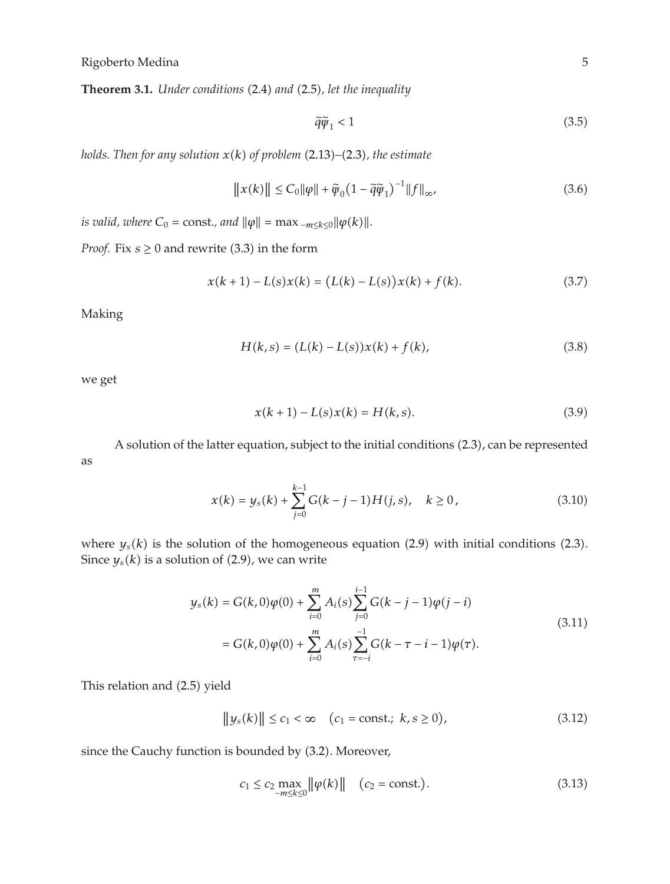**Theorem 3.1.** *Under conditions* (2.4) *and* (2.5)*, let the inequality*

$$\tilde{q}\tilde{\varphi}_1 < 1 \tag{3.5}$$

*holds. Then for any solution $x(k)$ of problem* (2.13)–(2.3)*, the estimate*

$$\|x(k)\| \le C_0\|\varphi\| + \tilde{\varphi}_0\left(1 - \tilde{q}\tilde{\varphi}_1\right)^{-1}\|f\|_\infty, \tag{3.6}$$

*is valid, where $C_0 = \text{const.}$, and $\|\varphi\| = \max_{-m\le k\le 0}\|\varphi(k)\|$.*

*Proof.* Fix $s \ge 0$ and rewrite (3.3) in the form

$$x(k+1) - L(s)x(k) = \left(L(k) - L(s)\right)x(k) + f(k). \tag{3.7}$$

Making

$$H(k,s) = (L(k) - L(s))x(k) + f(k), \tag{3.8}$$

we get

$$x(k+1) - L(s)x(k) = H(k,s). \tag{3.9}$$

A solution of the latter equation, subject to the initial conditions (2.3), can be represented as

$$x(k) = y_s(k) + \sum_{j=0}^{k-1} G(k-j-1)H(j,s), \quad k \ge 0, \tag{3.10}$$

where $y_s(k)$ is the solution of the homogeneous equation (2.9) with initial conditions (2.3). Since $y_s(k)$ is a solution of (2.9), we can write

$$\begin{aligned} y_s(k) &= G(k,0)\varphi(0) + \sum_{i=0}^{m} A_i(s)\sum_{j=0}^{i-1} G(k-j-1)\varphi(j-i) \\ &= G(k,0)\varphi(0) + \sum_{i=0}^{m} A_i(s)\sum_{\tau=-i}^{-1} G(k-\tau-i-1)\varphi(\tau). \end{aligned} \tag{3.11}$$

This relation and (2.5) yield

$$\|y_s(k)\| \le c_1 < \infty \quad \left(c_1 = \text{const.};\ k, s \ge 0\right), \tag{3.12}$$

since the Cauchy function is bounded by (3.2). Moreover,

$$c_1 \le c_2 \max_{-m\le k\le 0}\|\varphi(k)\| \quad \left(c_2 = \text{const.}\right). \tag{3.13}$$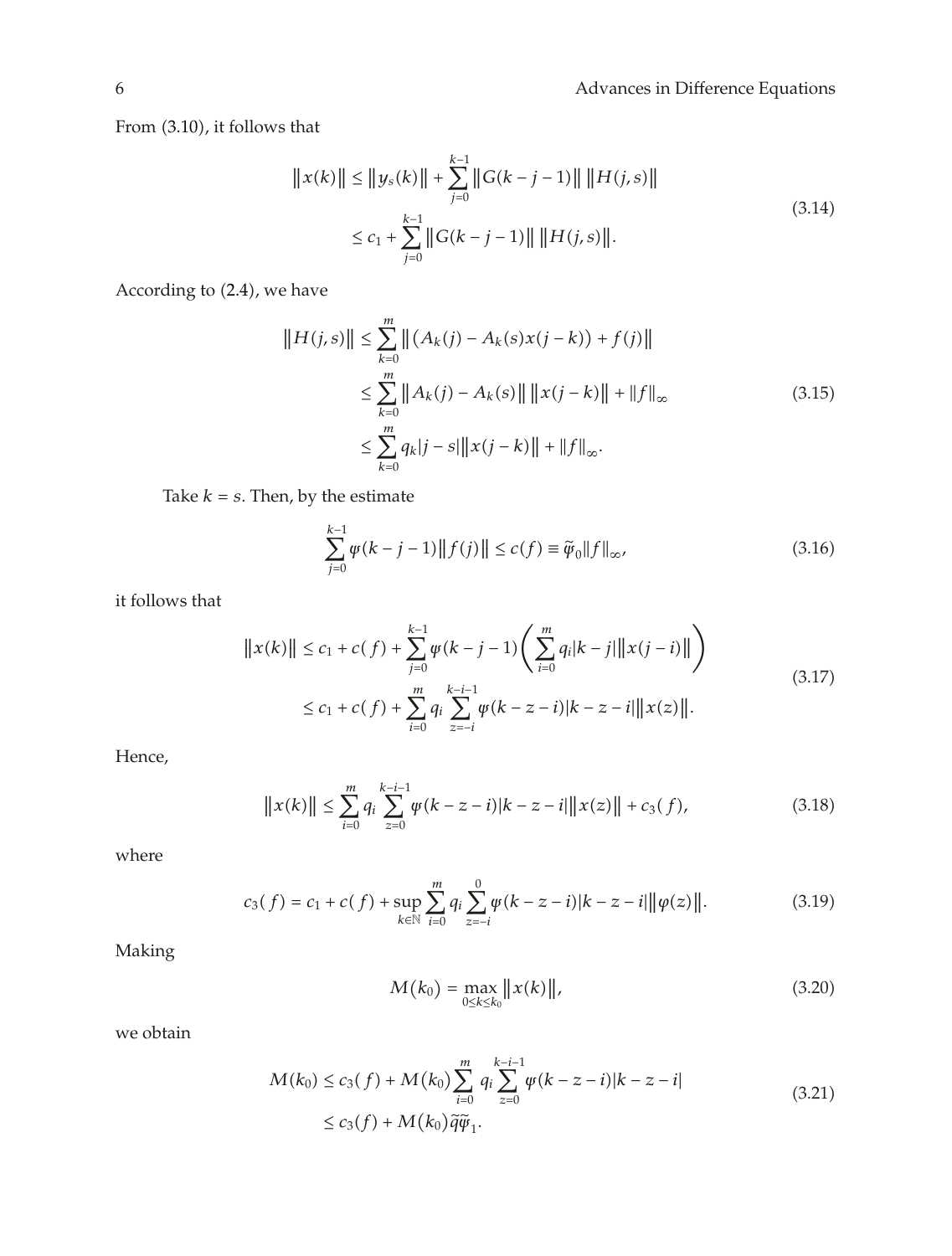From (3.10), it follows that

$$
\begin{aligned}
\|x(k)\| &\leq \|y_s(k)\| + \sum_{j=0}^{k-1} \|G(k-j-1)\| \, \|H(j,s)\| \\
&\leq c_1 + \sum_{j=0}^{k-1} \|G(k-j-1)\| \, \|H(j,s)\|.
\end{aligned}
\tag{3.14}
$$

According to (2.4), we have

$$
\begin{aligned}
\|H(j,s)\| &\leq \sum_{k=0}^{m} \left\| \left(A_k(j) - A_k(s)x(j-k)\right) + f(j) \right\| \\
&\leq \sum_{k=0}^{m} \|A_k(j) - A_k(s)\| \, \|x(j-k)\| + \|f\|_\infty \\
&\leq \sum_{k=0}^{m} q_k |j-s| \|x(j-k)\| + \|f\|_\infty.
\end{aligned}
\tag{3.15}
$$

Take $k = s$. Then, by the estimate

$$
\sum_{j=0}^{k-1} \psi(k-j-1) \|f(j)\| \leq c(f) \equiv \tilde{\psi}_0 \|f\|_\infty,
\tag{3.16}
$$

it follows that

$$
\begin{aligned}
\|x(k)\| &\leq c_1 + c(f) + \sum_{j=0}^{k-1} \psi(k-j-1) \left( \sum_{i=0}^{m} q_i |k-j| \|x(j-i)\| \right) \\
&\leq c_1 + c(f) + \sum_{i=0}^{m} q_i \sum_{z=-i}^{k-i-1} \psi(k-z-i) |k-z-i| \|x(z)\|.
\end{aligned}
\tag{3.17}
$$

Hence,

$$
\|x(k)\| \leq \sum_{i=0}^{m} q_i \sum_{z=0}^{k-i-1} \psi(k-z-i) |k-z-i| \|x(z)\| + c_3(f),
\tag{3.18}
$$

where

$$
c_3(f) = c_1 + c(f) + \sup_{k \in \mathbb{N}} \sum_{i=0}^{m} q_i \sum_{z=-i}^{0} \psi(k-z-i) |k-z-i| \|\varphi(z)\|.
\tag{3.19}
$$

Making

$$
M(k_0) = \max_{0 \leq k \leq k_0} \|x(k)\|,
\tag{3.20}
$$

we obtain

$$
\begin{aligned}
M(k_0) &\leq c_3(f) + M(k_0) \sum_{i=0}^{m} q_i \sum_{z=0}^{k-i-1} \psi(k-z-i) |k-z-i| \\
&\leq c_3(f) + M(k_0) \tilde{q} \tilde{\psi}_1.
\end{aligned}
\tag{3.21}
$$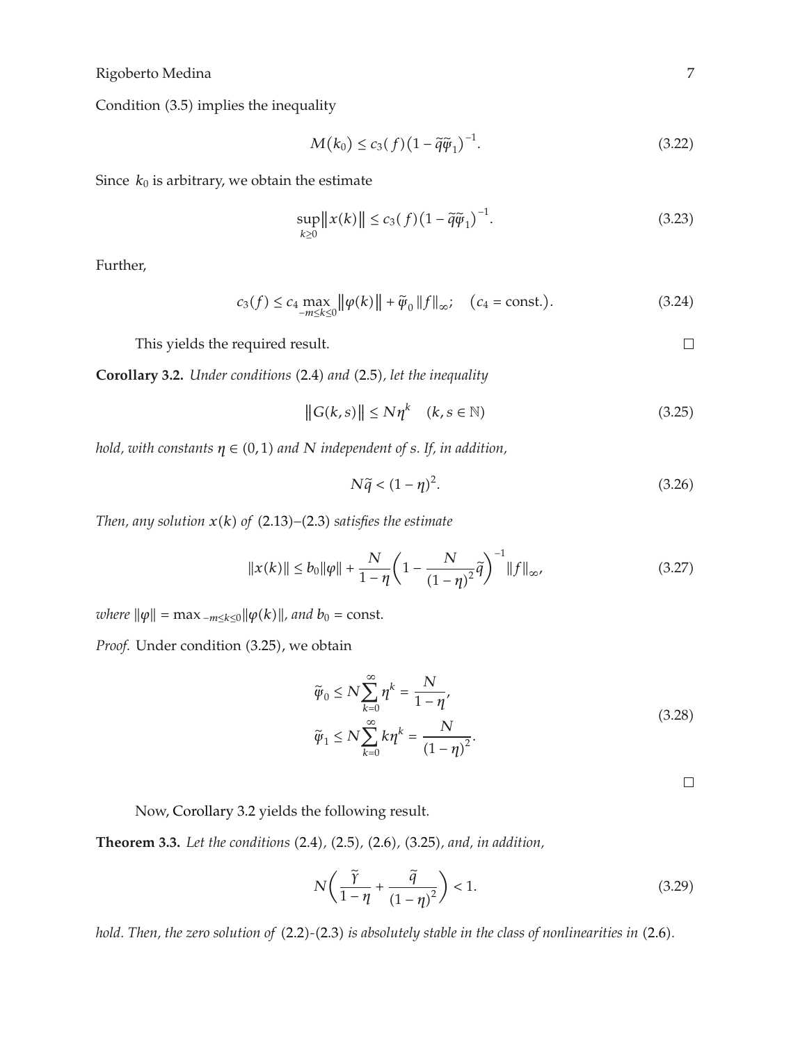Condition (3.5) implies the inequality

$$M(k_0) \leq c_3(f)\left(1 - \widetilde{q}\widetilde{\varphi}_1\right)^{-1}. \tag{3.22}$$

Since $k_0$ is arbitrary, we obtain the estimate

$$\sup_{k \geq 0} \|x(k)\| \leq c_3(f)\left(1 - \widetilde{q}\widetilde{\varphi}_1\right)^{-1}. \tag{3.23}$$

Further,

$$c_3(f) \leq c_4 \max_{-m \leq k \leq 0} \|\varphi(k)\| + \widetilde{\varphi}_0 \|f\|_\infty; \quad (c_4 = \text{const.}). \tag{3.24}$$

This yields the required result. □

**Corollary 3.2.** *Under conditions* (2.4) *and* (2.5)*, let the inequality*

$$\|G(k,s)\| \leq N\eta^k \quad (k, s \in \mathbb{N}) \tag{3.25}$$

*hold, with constants $\eta \in (0,1)$ and $N$ independent of $s$. If, in addition,*

$$N\widetilde{q} < (1 - \eta)^2. \tag{3.26}$$

*Then, any solution $x(k)$ of* (2.13)–(2.3) *satisfies the estimate*

$$\|x(k)\| \leq b_0\|\varphi\| + \frac{N}{1-\eta}\left(1 - \frac{N}{(1-\eta)^2}\widetilde{q}\right)^{-1}\|f\|_\infty, \tag{3.27}$$

*where* $\|\varphi\| = \max_{-m \leq k \leq 0}\|\varphi(k)\|$*, and* $b_0 = \text{const.}$

*Proof.* Under condition (3.25), we obtain

$$\begin{aligned}
\widetilde{\varphi}_0 &\leq N\sum_{k=0}^{\infty} \eta^k = \frac{N}{1-\eta}, \\
\widetilde{\varphi}_1 &\leq N\sum_{k=0}^{\infty} k\eta^k = \frac{N}{(1-\eta)^2}.
\end{aligned} \tag{3.28}$$

□

Now, Corollary 3.2 yields the following result.

**Theorem 3.3.** *Let the conditions* (2.4), (2.5), (2.6), (3.25)*, and, in addition,*

$$N\left(\frac{\widetilde{\gamma}}{1-\eta} + \frac{\widetilde{q}}{(1-\eta)^2}\right) < 1. \tag{3.29}$$

*hold. Then, the zero solution of* (2.2)-(2.3) *is absolutely stable in the class of nonlinearities in* (2.6).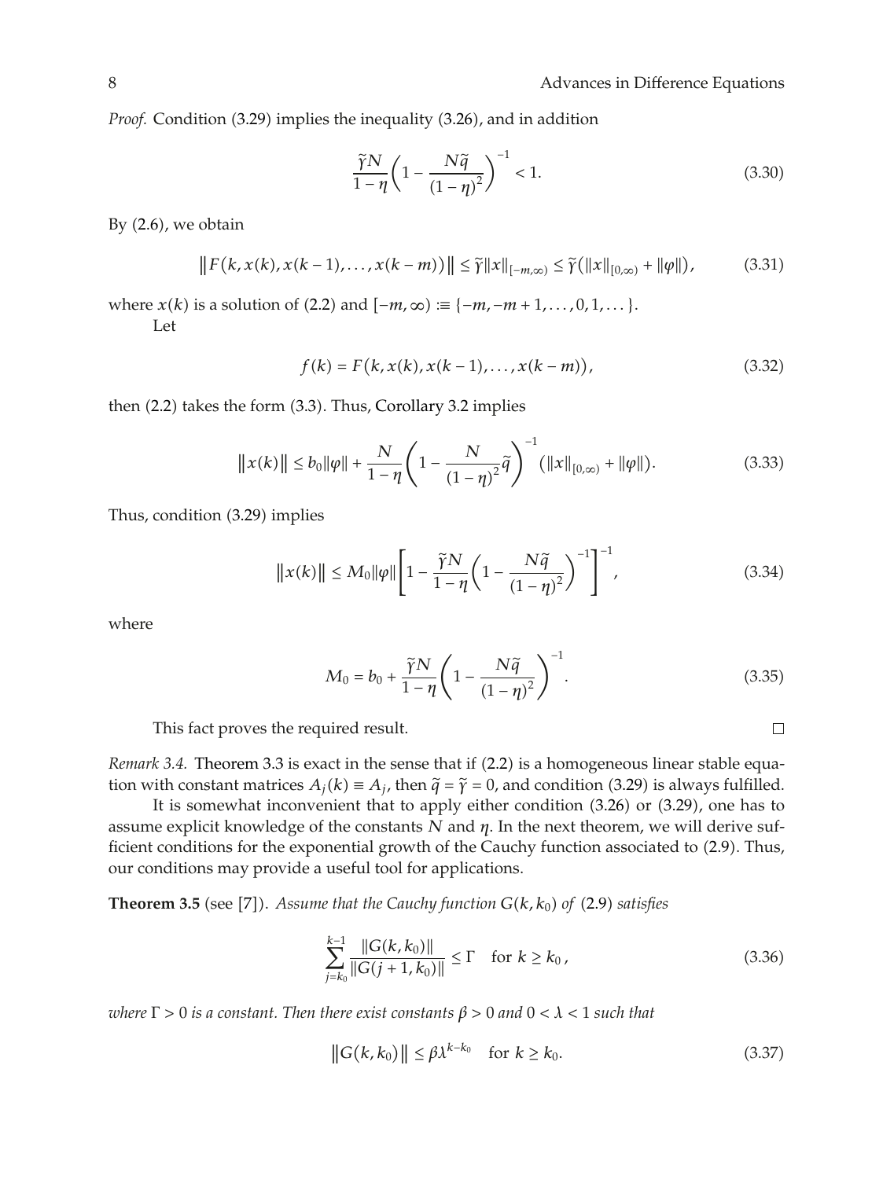*Proof.* Condition (3.29) implies the inequality (3.26), and in addition

$$\frac{\widetilde{\gamma} N}{1-\eta}\left(1-\frac{N\widetilde{q}}{(1-\eta)^2}\right)^{-1} < 1. \tag{3.30}$$

By (2.6), we obtain

$$\left\| F\left(k, x(k), x(k-1), \ldots, x(k-m)\right)\right\| \le \widetilde{\gamma}\|x\|_{[-m,\infty)} \le \widetilde{\gamma}\left(\|x\|_{[0,\infty)} + \|\varphi\|\right), \tag{3.31}$$

where $x(k)$ is a solution of (2.2) and $[-m,\infty) :\equiv \{-m, -m+1, \ldots, 0, 1, \ldots\}$.

Let

$$f(k) = F\left(k, x(k), x(k-1), \ldots, x(k-m)\right), \tag{3.32}$$

then (2.2) takes the form (3.3). Thus, Corollary 3.2 implies

$$\left\|x(k)\right\| \le b_0\|\varphi\| + \frac{N}{1-\eta}\left(1-\frac{N}{(1-\eta)^2}\widetilde{q}\right)^{-1}\left(\|x\|_{[0,\infty)} + \|\varphi\|\right). \tag{3.33}$$

Thus, condition (3.29) implies

$$\left\|x(k)\right\| \le M_0\|\varphi\|\left[1-\frac{\widetilde{\gamma} N}{1-\eta}\left(1-\frac{N\widetilde{q}}{(1-\eta)^2}\right)^{-1}\right]^{-1}, \tag{3.34}$$

where

$$M_0 = b_0 + \frac{\widetilde{\gamma} N}{1-\eta}\left(1-\frac{N\widetilde{q}}{(1-\eta)^2}\right)^{-1}. \tag{3.35}$$

This fact proves the required result. □

*Remark 3.4.* Theorem 3.3 is exact in the sense that if (2.2) is a homogeneous linear stable equation with constant matrices $A_j(k) \equiv A_j$, then $\widetilde{q} = \widetilde{\gamma} = 0$, and condition (3.29) is always fulfilled.

It is somewhat inconvenient that to apply either condition (3.26) or (3.29), one has to assume explicit knowledge of the constants $N$ and $\eta$. In the next theorem, we will derive sufficient conditions for the exponential growth of the Cauchy function associated to (2.9). Thus, our conditions may provide a useful tool for applications.

**Theorem 3.5** (see [7]). *Assume that the Cauchy function $G(k, k_0)$ of (2.9) satisfies*

$$\sum_{j=k_0}^{k-1} \frac{\|G(k,k_0)\|}{\|G(j+1,k_0)\|} \le \Gamma \quad \text{for } k \ge k_0, \tag{3.36}$$

*where $\Gamma > 0$ is a constant. Then there exist constants $\beta > 0$ and $0 < \lambda < 1$ such that*

$$\left\|G(k,k_0)\right\| \le \beta\lambda^{k-k_0} \quad \text{for } k \ge k_0. \tag{3.37}$$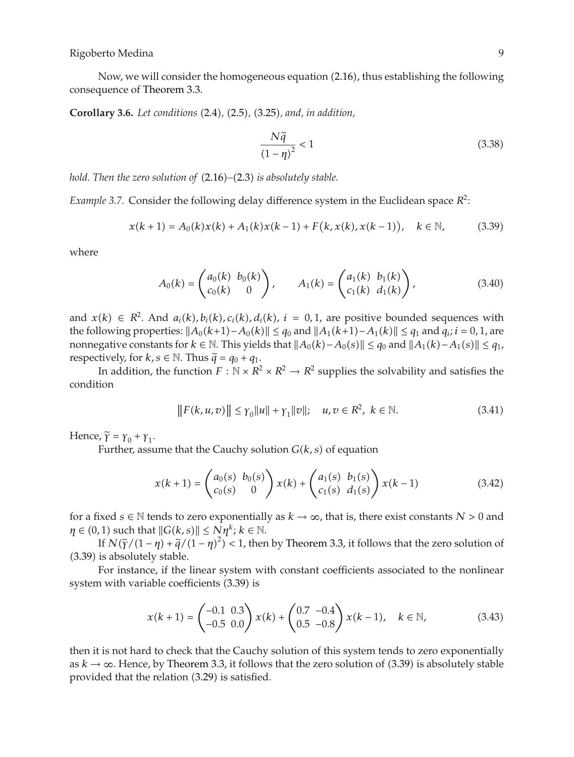Now, we will consider the homogeneous equation (2.16), thus establishing the following consequence of Theorem 3.3.

**Corollary 3.6.** *Let conditions* (2.4)*,* (2.5)*,* (3.25)*, and, in addition,*

$$\frac{N\tilde{q}}{(1-\eta)^2} < 1 \tag{3.38}$$

*hold. Then the zero solution of* (2.16)–(2.3) *is absolutely stable.*

*Example 3.7.* Consider the following delay difference system in the Euclidean space $R^2$:

$$x(k+1) = A_0(k)x(k) + A_1(k)x(k-1) + F\big(k, x(k), x(k-1)\big), \quad k \in \mathbb{N}, \tag{3.39}$$

where

$$A_0(k) = \begin{pmatrix} a_0(k) & b_0(k) \\ c_0(k) & 0 \end{pmatrix}, \qquad A_1(k) = \begin{pmatrix} a_1(k) & b_1(k) \\ c_1(k) & d_1(k) \end{pmatrix}, \tag{3.40}$$

and $x(k) \in R^2$. And $a_i(k), b_i(k), c_i(k), d_i(k)$, $i = 0, 1$, are positive bounded sequences with the following properties: $\|A_0(k+1) - A_0(k)\| \leq q_0$ and $\|A_1(k+1) - A_1(k)\| \leq q_1$ and $q_i; i = 0, 1$, are nonnegative constants for $k \in \mathbb{N}$. This yields that $\|A_0(k) - A_0(s)\| \leq q_0$ and $\|A_1(k) - A_1(s)\| \leq q_1$, respectively, for $k, s \in \mathbb{N}$. Thus $\tilde{q} = q_0 + q_1$.

In addition, the function $F : \mathbb{N} \times R^2 \times R^2 \to R^2$ supplies the solvability and satisfies the condition

$$\big\|F(k, u, v)\big\| \leq \gamma_0\|u\| + \gamma_1\|v\|; \quad u, v \in R^2, \ k \in \mathbb{N}. \tag{3.41}$$

Hence, $\tilde{\gamma} = \gamma_0 + \gamma_1$.

Further, assume that the Cauchy solution $G(k, s)$ of equation

$$x(k+1) = \begin{pmatrix} a_0(s) & b_0(s) \\ c_0(s) & 0 \end{pmatrix} x(k) + \begin{pmatrix} a_1(s) & b_1(s) \\ c_1(s) & d_1(s) \end{pmatrix} x(k-1) \tag{3.42}$$

for a fixed $s \in \mathbb{N}$ tends to zero exponentially as $k \to \infty$, that is, there exist constants $N > 0$ and $\eta \in (0, 1)$ such that $\|G(k, s)\| \leq N\eta^k$; $k \in \mathbb{N}$.

If $N(\tilde{\gamma}/(1-\eta) + \tilde{q}/(1-\eta)^2) < 1$, then by Theorem 3.3, it follows that the zero solution of (3.39) is absolutely stable.

For instance, if the linear system with constant coefficients associated to the nonlinear system with variable coefficients (3.39) is

$$x(k+1) = \begin{pmatrix} -0.1 & 0.3 \\ -0.5 & 0.0 \end{pmatrix} x(k) + \begin{pmatrix} 0.7 & -0.4 \\ 0.5 & -0.8 \end{pmatrix} x(k-1), \quad k \in \mathbb{N}, \tag{3.43}$$

then it is not hard to check that the Cauchy solution of this system tends to zero exponentially as $k \to \infty$. Hence, by Theorem 3.3, it follows that the zero solution of (3.39) is absolutely stable provided that the relation (3.29) is satisfied.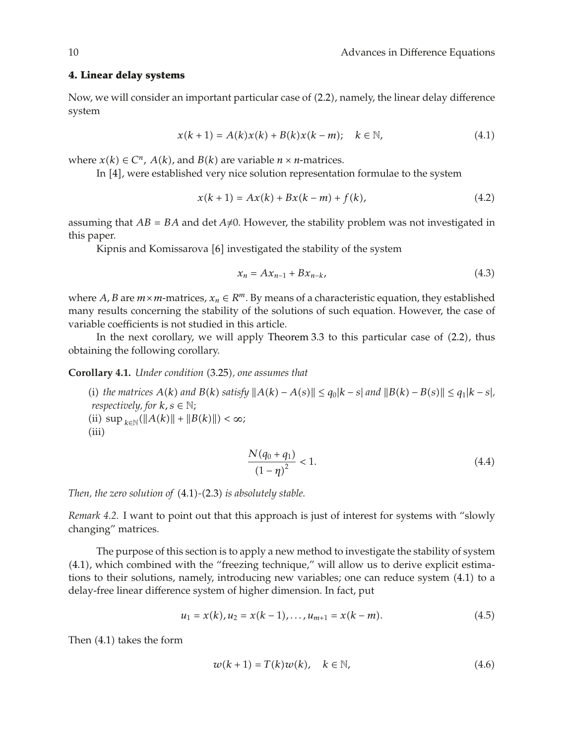## 4. Linear delay systems

Now, we will consider an important particular case of (2.2), namely, the linear delay difference system

$$x(k+1) = A(k)x(k) + B(k)x(k-m); \quad k \in \mathbb{N}, \tag{4.1}$$

where $x(k) \in C^n$, $A(k)$, and $B(k)$ are variable $n \times n$-matrices.

In [4], were established very nice solution representation formulae to the system

$$x(k+1) = Ax(k) + Bx(k-m) + f(k), \tag{4.2}$$

assuming that $AB = BA$ and $\det A \neq 0$. However, the stability problem was not investigated in this paper.

Kipnis and Komissarova [6] investigated the stability of the system

$$x_n = Ax_{n-1} + Bx_{n-k}, \tag{4.3}$$

where $A, B$ are $m \times m$-matrices, $x_n \in R^m$. By means of a characteristic equation, they established many results concerning the stability of the solutions of such equation. However, the case of variable coefficients is not studied in this article.

In the next corollary, we will apply Theorem 3.3 to this particular case of (2.2), thus obtaining the following corollary.

**Corollary 4.1.** *Under condition* (3.25)*, one assumes that*

(i) *the matrices $A(k)$ and $B(k)$ satisfy $\|A(k) - A(s)\| \leq q_0|k-s|$ and $\|B(k) - B(s)\| \leq q_1|k-s|$, respectively, for $k, s \in \mathbb{N}$;*
(ii) $\sup_{k \in \mathbb{N}}(\|A(k)\| + \|B(k)\|) < \infty$;
(iii)

$$\frac{N(q_0 + q_1)}{(1-\eta)^2} < 1. \tag{4.4}$$

*Then, the zero solution of* (4.1)-(2.3) *is absolutely stable.*

*Remark 4.2.* I want to point out that this approach is just of interest for systems with "slowly changing" matrices.

The purpose of this section is to apply a new method to investigate the stability of system (4.1), which combined with the "freezing technique," will allow us to derive explicit estimations to their solutions, namely, introducing new variables; one can reduce system (4.1) to a delay-free linear difference system of higher dimension. In fact, put

$$u_1 = x(k), u_2 = x(k-1), \ldots, u_{m+1} = x(k-m). \tag{4.5}$$

Then (4.1) takes the form

$$w(k+1) = T(k)w(k), \quad k \in \mathbb{N}, \tag{4.6}$$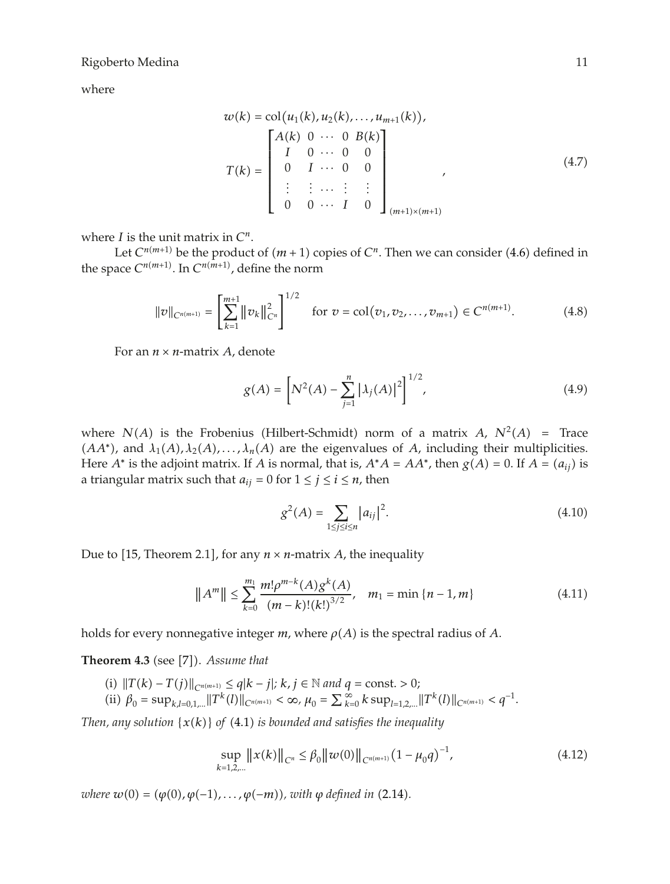where

$$
w(k) = \operatorname{col}(u_1(k), u_2(k), \dots, u_{m+1}(k)),
$$

$$
T(k) = \begin{bmatrix} A(k) & 0 & \cdots & 0 & B(k) \\ I & 0 & \cdots & 0 & 0 \\ 0 & I & \cdots & 0 & 0 \\ \vdots & \vdots & \cdots & \vdots & \vdots \\ 0 & 0 & \cdots & I & 0 \end{bmatrix}_{(m+1)\times(m+1)}, \tag{4.7}
$$

where $I$ is the unit matrix in $C^n$.

Let $C^{n(m+1)}$ be the product of $(m+1)$ copies of $C^n$. Then we can consider (4.6) defined in the space $C^{n(m+1)}$. In $C^{n(m+1)}$, define the norm

$$
\|v\|_{C^{n(m+1)}} = \left[\sum_{k=1}^{m+1} \|v_k\|_{C^n}^2\right]^{1/2} \quad \text{for } v = \operatorname{col}(v_1, v_2, \dots, v_{m+1}) \in C^{n(m+1)}. \tag{4.8}
$$

For an $n \times n$-matrix $A$, denote

$$
g(A) = \left[N^2(A) - \sum_{j=1}^{n} |\lambda_j(A)|^2\right]^{1/2}, \tag{4.9}
$$

where $N(A)$ is the Frobenius (Hilbert-Schmidt) norm of a matrix $A$, $N^2(A) = \text{Trace}(AA^*)$, and $\lambda_1(A), \lambda_2(A), \dots, \lambda_n(A)$ are the eigenvalues of $A$, including their multiplicities. Here $A^*$ is the adjoint matrix. If $A$ is normal, that is, $A^*A = AA^*$, then $g(A) = 0$. If $A = (a_{ij})$ is a triangular matrix such that $a_{ij} = 0$ for $1 \le j \le i \le n$, then

$$
g^2(A) = \sum_{1 \le j \le i \le n} |a_{ij}|^2. \tag{4.10}
$$

Due to [15, Theorem 2.1], for any $n \times n$-matrix $A$, the inequality

$$
\|A^m\| \le \sum_{k=0}^{m_1} \frac{m!\rho^{m-k}(A) g^k(A)}{(m-k)!(k!)^{3/2}}, \quad m_1 = \min\{n-1, m\} \tag{4.11}
$$

holds for every nonnegative integer $m$, where $\rho(A)$ is the spectral radius of $A$.

**Theorem 4.3** (see [7]). *Assume that*

(i) $\|T(k) - T(j)\|_{C^{n(m+1)}} \le q|k-j|$; $k, j \in \mathbb{N}$ *and* $q = \text{const.} > 0$;

(ii) $\beta_0 = \sup_{k,l=0,1,\dots} \|T^k(l)\|_{C^{n(m+1)}} < \infty$, $\mu_0 = \sum_{k=0}^{\infty} k \sup_{l=1,2,\dots} \|T^k(l)\|_{C^{n(m+1)}} < q^{-1}$.

*Then, any solution* $\{x(k)\}$ *of* (4.1) *is bounded and satisfies the inequality*

$$
\sup_{k=1,2,\dots} \|x(k)\|_{C^n} \le \beta_0 \|w(0)\|_{C^{n(m+1)}} (1 - \mu_0 q)^{-1}, \tag{4.12}
$$

*where* $w(0) = (\varphi(0), \varphi(-1), \dots, \varphi(-m))$, *with* $\varphi$ *defined in* (2.14).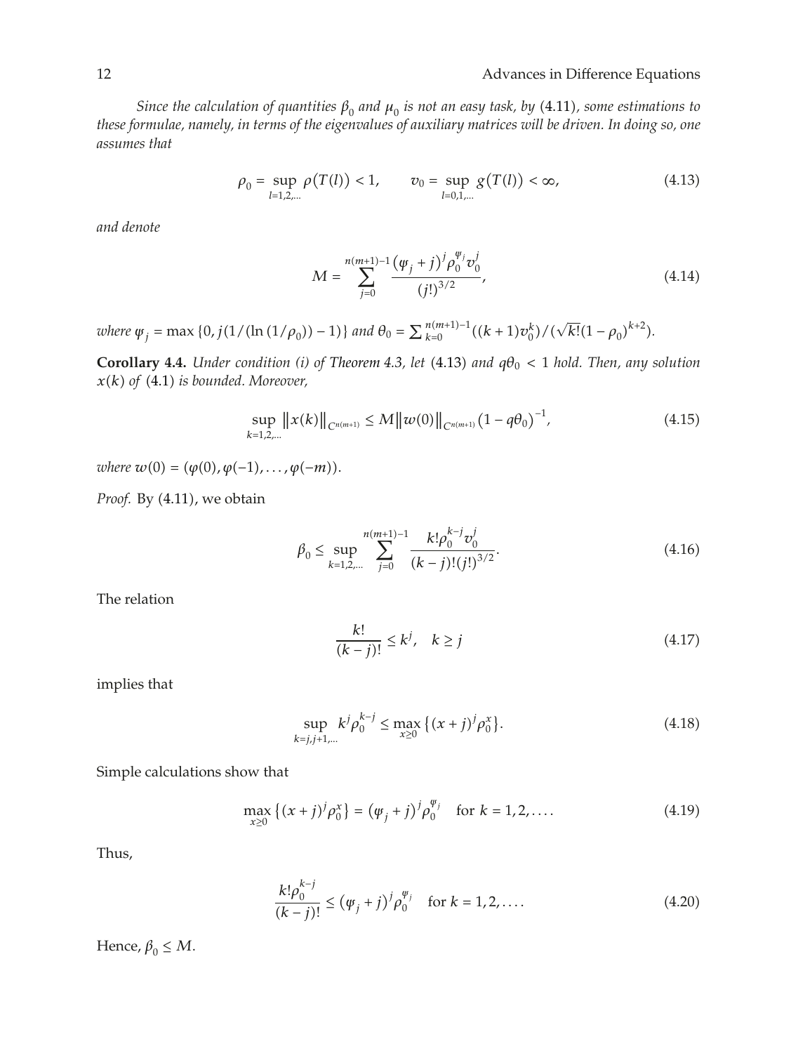*Since the calculation of quantities $\beta_0$ and $\mu_0$ is not an easy task, by* (4.11)*, some estimations to these formulae, namely, in terms of the eigenvalues of auxiliary matrices will be driven. In doing so, one assumes that*

$$\rho_0 = \sup_{l=1,2,\ldots} \rho(T(l)) < 1, \qquad v_0 = \sup_{l=0,1,\ldots} g(T(l)) < \infty, \tag{4.13}$$

*and denote*

$$M = \sum_{j=0}^{n(m+1)-1} \frac{(\psi_j + j)^j \rho_0^{\psi_j} v_0^j}{(j!)^{3/2}}, \tag{4.14}$$

*where* $\psi_j = \max\{0, j(1/(\ln(1/\rho_0)) - 1)\}$ *and* $\theta_0 = \sum_{k=0}^{n(m+1)-1} ((k+1)v_0^k)/(\sqrt{k!}(1-\rho_0)^{k+2})$.

**Corollary 4.4.** *Under condition (i) of Theorem 4.3, let* (4.13) *and* $q\theta_0 < 1$ *hold. Then, any solution* $x(k)$ *of* (4.1) *is bounded. Moreover,*

$$\sup_{k=1,2,\ldots} \|x(k)\|_{C^{n(m+1)}} \le M \|w(0)\|_{C^{n(m+1)}} (1 - q\theta_0)^{-1}, \tag{4.15}$$

*where* $w(0) = (\varphi(0), \varphi(-1), \ldots, \varphi(-m))$.

*Proof.* By (4.11), we obtain

$$\beta_0 \le \sup_{k=1,2,\ldots} \sum_{j=0}^{n(m+1)-1} \frac{k! \rho_0^{k-j} v_0^j}{(k-j)!(j!)^{3/2}}. \tag{4.16}$$

The relation

$$\frac{k!}{(k-j)!} \le k^j, \quad k \ge j \tag{4.17}$$

implies that

$$\sup_{k=j,j+1,\ldots} k^j \rho_0^{k-j} \le \max_{x \ge 0} \{(x+j)^j \rho_0^x\}. \tag{4.18}$$

Simple calculations show that

$$\max_{x \ge 0} \{(x+j)^j \rho_0^x\} = (\psi_j + j)^j \rho_0^{\psi_j} \quad \text{for } k = 1, 2, \ldots. \tag{4.19}$$

Thus,

$$\frac{k! \rho_0^{k-j}}{(k-j)!} \le (\psi_j + j)^j \rho_0^{\psi_j} \quad \text{for } k = 1, 2, \ldots. \tag{4.20}$$

Hence, $\beta_0 \le M$.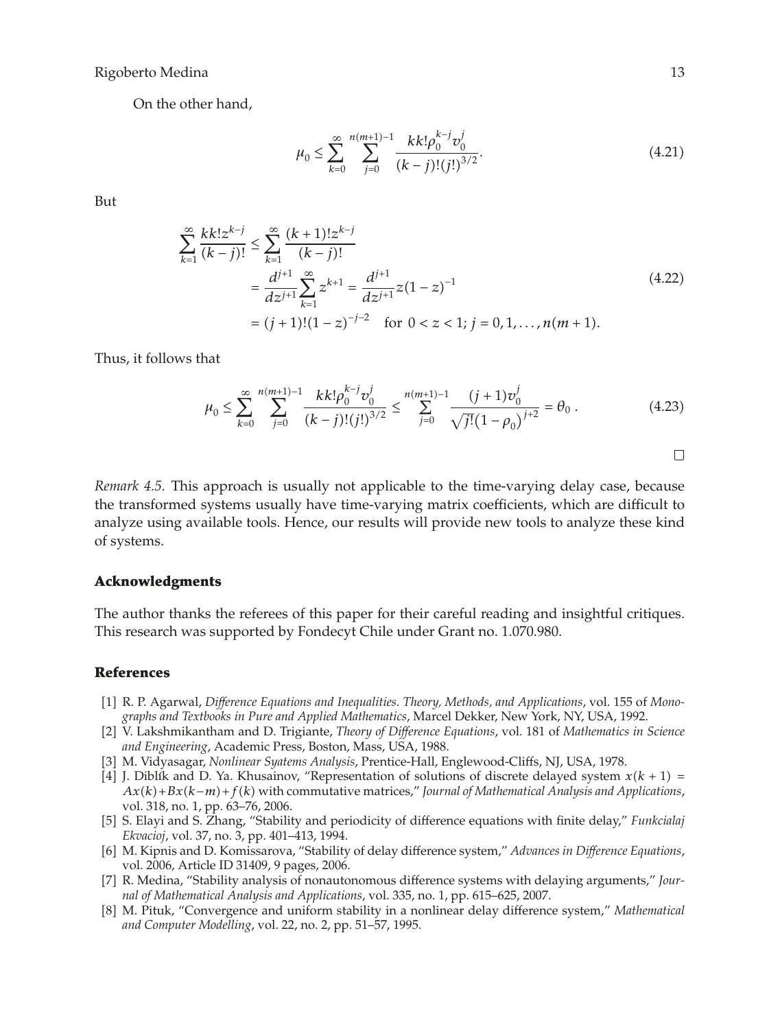On the other hand,

$$\mu_0 \leq \sum_{k=0}^{\infty} \sum_{j=0}^{n(m+1)-1} \frac{kk!\rho_0^{k-j} v_0^j}{(k-j)!(j!)^{3/2}}. \tag{4.21}$$

But

$$\begin{aligned}
\sum_{k=1}^{\infty} \frac{kk!z^{k-j}}{(k-j)!} &\leq \sum_{k=1}^{\infty} \frac{(k+1)!z^{k-j}}{(k-j)!} \\
&= \frac{d^{j+1}}{dz^{j+1}} \sum_{k=1}^{\infty} z^{k+1} = \frac{d^{j+1}}{dz^{j+1}} z(1-z)^{-1} \\
&= (j+1)!(1-z)^{-j-2} \quad \text{for } 0 < z < 1;\ j = 0, 1, \ldots, n(m+1).
\end{aligned} \tag{4.22}$$

Thus, it follows that

$$\mu_0 \leq \sum_{k=0}^{\infty} \sum_{j=0}^{n(m+1)-1} \frac{kk!\rho_0^{k-j} v_0^j}{(k-j)!(j!)^{3/2}} \leq \sum_{j=0}^{n(m+1)-1} \frac{(j+1)v_0^j}{\sqrt{j!}\left(1-\rho_0\right)^{j+2}} = \theta_0 . \tag{4.23}$$

□

*Remark 4.5.* This approach is usually not applicable to the time-varying delay case, because the transformed systems usually have time-varying matrix coefficients, which are difficult to analyze using available tools. Hence, our results will provide new tools to analyze these kind of systems.

## Acknowledgments

The author thanks the referees of this paper for their careful reading and insightful critiques. This research was supported by Fondecyt Chile under Grant no. 1.070.980.

## References

[1] R. P. Agarwal, *Difference Equations and Inequalities. Theory, Methods, and Applications*, vol. 155 of *Monographs and Textbooks in Pure and Applied Mathematics*, Marcel Dekker, New York, NY, USA, 1992.

[2] V. Lakshmikantham and D. Trigiante, *Theory of Difference Equations*, vol. 181 of *Mathematics in Science and Engineering*, Academic Press, Boston, Mass, USA, 1988.

[3] M. Vidyasagar, *Nonlinear Syatems Analysis*, Prentice-Hall, Englewood-Cliffs, NJ, USA, 1978.

[4] J. Diblík and D. Ya. Khusainov, "Representation of solutions of discrete delayed system $x(k+1) = Ax(k)+Bx(k-m)+f(k)$ with commutative matrices," *Journal of Mathematical Analysis and Applications*, vol. 318, no. 1, pp. 63–76, 2006.

[5] S. Elayi and S. Zhang, "Stability and periodicity of difference equations with finite delay," *Funkcialaj Ekvacioj*, vol. 37, no. 3, pp. 401–413, 1994.

[6] M. Kipnis and D. Komissarova, "Stability of delay difference system," *Advances in Difference Equations*, vol. 2006, Article ID 31409, 9 pages, 2006.

[7] R. Medina, "Stability analysis of nonautonomous difference systems with delaying arguments," *Journal of Mathematical Analysis and Applications*, vol. 335, no. 1, pp. 615–625, 2007.

[8] M. Pituk, "Convergence and uniform stability in a nonlinear delay difference system," *Mathematical and Computer Modelling*, vol. 22, no. 2, pp. 51–57, 1995.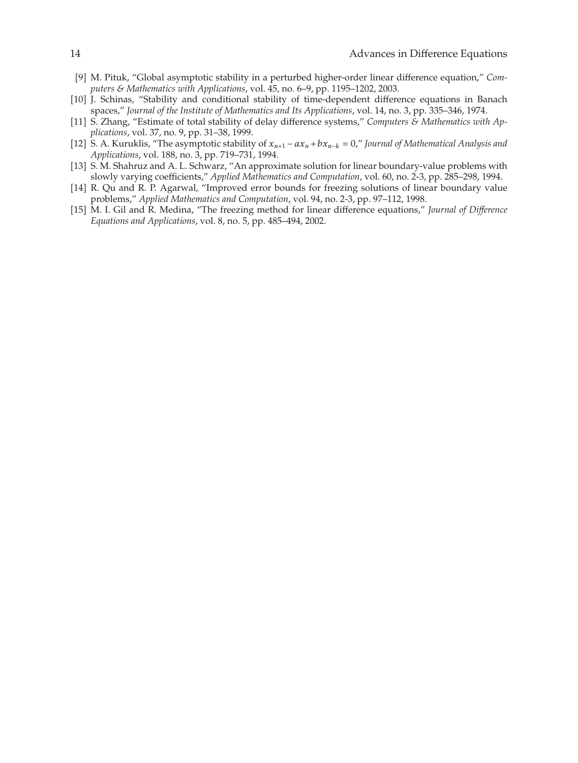[9] M. Pituk, "Global asymptotic stability in a perturbed higher-order linear difference equation," *Computers & Mathematics with Applications*, vol. 45, no. 6–9, pp. 1195–1202, 2003.

[10] J. Schinas, "Stability and conditional stability of time-dependent difference equations in Banach spaces," *Journal of the Institute of Mathematics and Its Applications*, vol. 14, no. 3, pp. 335–346, 1974.

[11] S. Zhang, "Estimate of total stability of delay difference systems," *Computers & Mathematics with Applications*, vol. 37, no. 9, pp. 31–38, 1999.

[12] S. A. Kuruklis, "The asymptotic stability of $x_{n+1} - ax_n + bx_{n-k} = 0$," *Journal of Mathematical Analysis and Applications*, vol. 188, no. 3, pp. 719–731, 1994.

[13] S. M. Shahruz and A. L. Schwarz, "An approximate solution for linear boundary-value problems with slowly varying coefficients," *Applied Mathematics and Computation*, vol. 60, no. 2-3, pp. 285–298, 1994.

[14] R. Qu and R. P. Agarwal, "Improved error bounds for freezing solutions of linear boundary value problems," *Applied Mathematics and Computation*, vol. 94, no. 2-3, pp. 97–112, 1998.

[15] M. I. Gil and R. Medina, "The freezing method for linear difference equations," *Journal of Difference Equations and Applications*, vol. 8, no. 5, pp. 485–494, 2002.